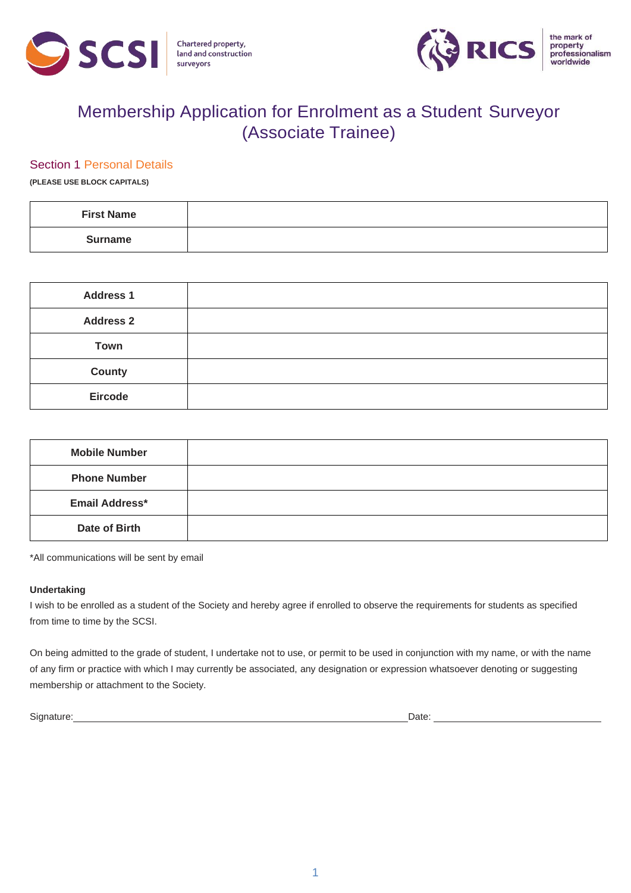SCSI — Chartered property, land and construction surveyors

RICS — the mark of property professionalism worldwide

# Membership Application for Enrolment as a Student Surveyor (Associate Trainee)

## Section 1 Personal Details

**(PLEASE USE BLOCK CAPITALS)**

| | |
|---|---|
| **First Name** | |
| **Surname** | |

| | |
|---|---|
| **Address 1** | |
| **Address 2** | |
| **Town** | |
| **County** | |
| **Eircode** | |

| | |
|---|---|
| **Mobile Number** | |
| **Phone Number** | |
| **Email Address*** | |
| **Date of Birth** | |

*All communications will be sent by email

**Undertaking**

I wish to be enrolled as a student of the Society and hereby agree if enrolled to observe the requirements for students as specified from time to time by the SCSI.

On being admitted to the grade of student, I undertake not to use, or permit to be used in conjunction with my name, or with the name of any firm or practice with which I may currently be associated, any designation or expression whatsoever denoting or suggesting membership or attachment to the Society.

Signature:______________________________ Date: ____________________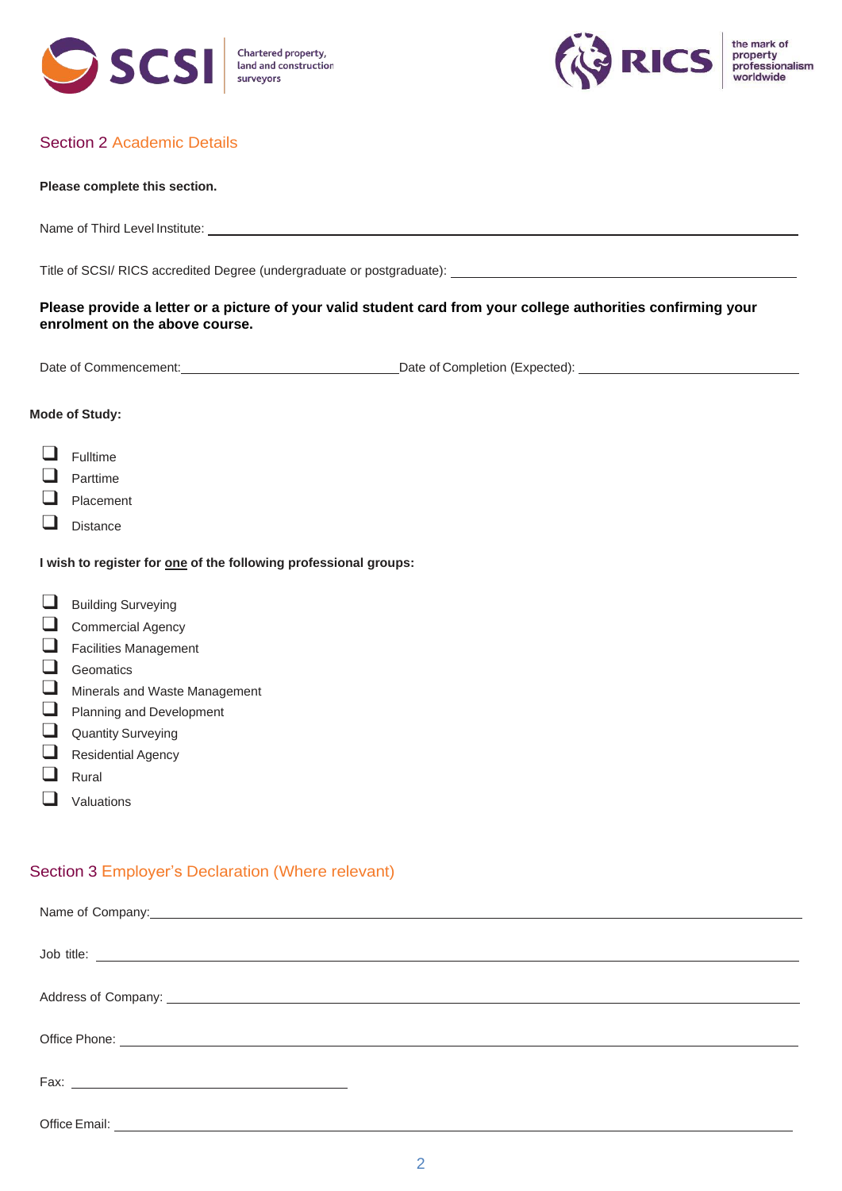## Section 2 Academic Details

**Please complete this section.**

Name of Third Level Institute: ______________________________

Title of SCSI/ RICS accredited Degree (undergraduate or postgraduate): ______________________________

**Please provide a letter or a picture of your valid student card from your college authorities confirming your enrolment on the above course.**

Date of Commencement: ______________________________ Date of Completion (Expected): ______________________________

**Mode of Study:**

- ☐ Fulltime
- ☐ Parttime
- ☐ Placement
- ☐ Distance

**I wish to register for one of the following professional groups:**

- ☐ Building Surveying
- ☐ Commercial Agency
- ☐ Facilities Management
- ☐ Geomatics
- ☐ Minerals and Waste Management
- ☐ Planning and Development
- ☐ Quantity Surveying
- ☐ Residential Agency
- ☐ Rural
- ☐ Valuations

## Section 3 Employer's Declaration (Where relevant)

Name of Company: ______________________________

Job title: ______________________________

Address of Company: ______________________________

Office Phone: ______________________________

Fax: ______________________________

Office Email: ______________________________